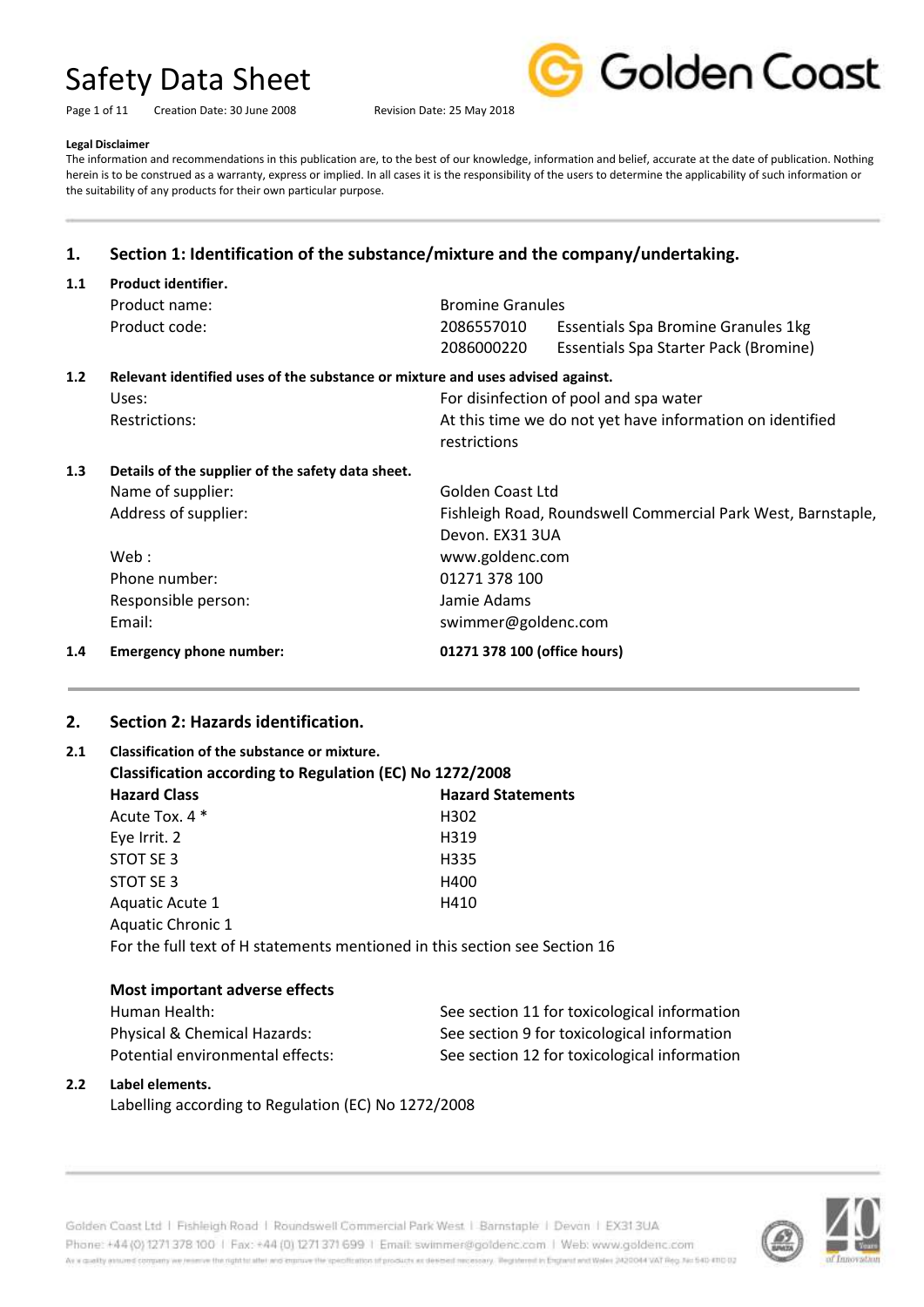# Safety Data Sheet

Creation Date: 30 June 2008 Revision Date: 25 May 2018

**Legal Disclaimer**

The information and recommendations in this publication are, to the best of our knowledge, information and belief, accurate at the date of publication. Nothing herein is to be construed as a warranty, express or implied. In all cases it is the responsibility of the users to determine the applicability of such information or the suitability of any products for their own particular purpose.

## 1. Section 1: Identification of the substance/mixture and the company/undertaking.

### 1.1 Product identifier.

| | | |
|---|---|---|
| Product name: | Bromine Granules | |
| Product code: | 2086557010 | Essentials Spa Bromine Granules 1kg |
| | 2086000220 | Essentials Spa Starter Pack (Bromine) |

### 1.2 Relevant identified uses of the substance or mixture and uses advised against.

| | |
|---|---|
| Uses: | For disinfection of pool and spa water |
| Restrictions: | At this time we do not yet have information on identified restrictions |

### 1.3 Details of the supplier of the safety data sheet.

| | |
|---|---|
| Name of supplier: | Golden Coast Ltd |
| Address of supplier: | Fishleigh Road, Roundswell Commercial Park West, Barnstaple, Devon. EX31 3UA |
| Web : | www.goldenc.com |
| Phone number: | 01271 378 100 |
| Responsible person: | Jamie Adams |
| Email: | swimmer@goldenc.com |

### 1.4 Emergency phone number: **01271 378 100 (office hours)**

## 2. Section 2: Hazards identification.

### 2.1 Classification of the substance or mixture.

**Classification according to Regulation (EC) No 1272/2008**

| Hazard Class | Hazard Statements |
|---|---|
| Acute Tox. 4 * | H302 |
| Eye Irrit. 2 | H319 |
| STOT SE 3 | H335 |
| STOT SE 3 | H400 |
| Aquatic Acute 1 | H410 |
| Aquatic Chronic 1 | |

For the full text of H statements mentioned in this section see Section 16

**Most important adverse effects**

| | |
|---|---|
| Human Health: | See section 11 for toxicological information |
| Physical & Chemical Hazards: | See section 9 for toxicological information |
| Potential environmental effects: | See section 12 for toxicological information |

### 2.2 Label elements.

Labelling according to Regulation (EC) No 1272/2008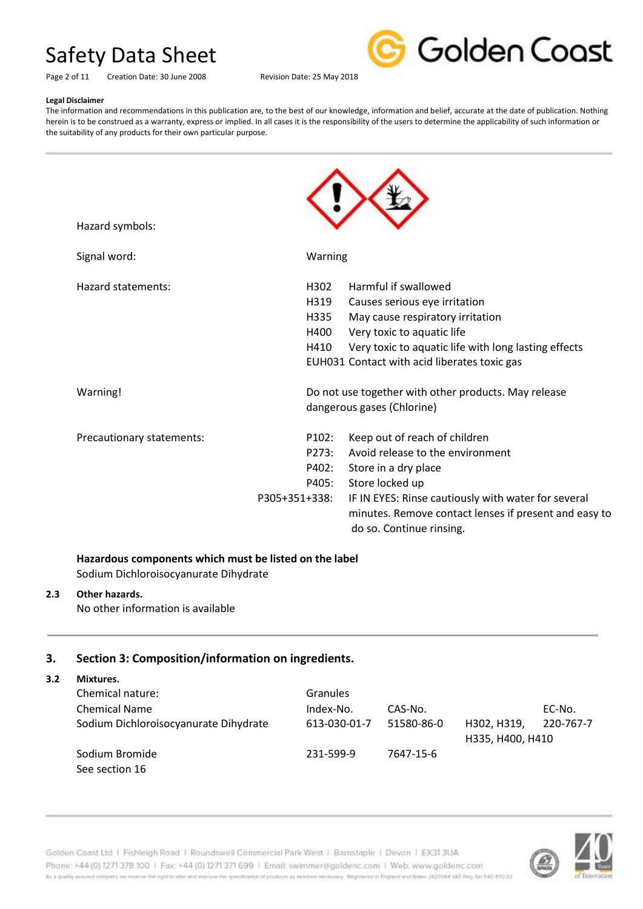**Legal Disclaimer**

The information and recommendations in this publication are, to the best of our knowledge, information and belief, accurate at the date of publication. Nothing herein is to be construed as a warranty, express or implied. In all cases it is the responsibility of the users to determine the applicability of such information or the suitability of any products for their own particular purpose.

---

| | |
|---|---|
| Hazard symbols: | |
| Signal word: | Warning |
| Hazard statements: | H302 Harmful if swallowed<br>H319 Causes serious eye irritation<br>H335 May cause respiratory irritation<br>H400 Very toxic to aquatic life<br>H410 Very toxic to aquatic life with long lasting effects<br>EUH031 Contact with acid liberates toxic gas |
| Warning! | Do not use together with other products. May release dangerous gases (Chlorine) |
| Precautionary statements: | P102: Keep out of reach of children<br>P273: Avoid release to the environment<br>P402: Store in a dry place<br>P405: Store locked up<br>P305+351+338: IF IN EYES: Rinse cautiously with water for several minutes. Remove contact lenses if present and easy to do so. Continue rinsing. |

**Hazardous components which must be listed on the label**

Sodium Dichloroisocyanurate Dihydrate

**2.3 Other hazards.**

No other information is available

---

## 3. Section 3: Composition/information on ingredients.

**3.2 Mixtures.**

Chemical nature: Granules

| Chemical Name | Index-No. | CAS-No. | | EC-No. |
|---|---|---|---|---|
| Sodium Dichloroisocyanurate Dihydrate | 613-030-01-7 | 51580-86-0 | H302, H319, H335, H400, H410 | 220-767-7 |
| Sodium Bromide | 231-599-9 | 7647-15-6 | | |

See section 16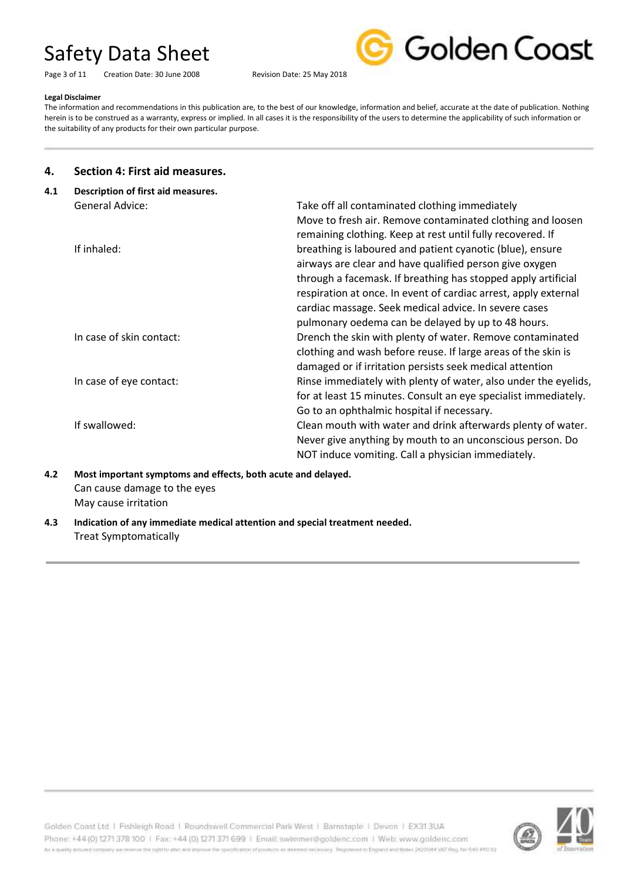**Legal Disclaimer**

The information and recommendations in this publication are, to the best of our knowledge, information and belief, accurate at the date of publication. Nothing herein is to be construed as a warranty, express or implied. In all cases it is the responsibility of the users to determine the applicability of such information or the suitability of any products for their own particular purpose.

## 4. Section 4: First aid measures.

### 4.1 Description of first aid measures.

| | |
|---|---|
| General Advice: | Take off all contaminated clothing immediately |
| If inhaled: | Move to fresh air. Remove contaminated clothing and loosen remaining clothing. Keep at rest until fully recovered. If breathing is laboured and patient cyanotic (blue), ensure airways are clear and have qualified person give oxygen through a facemask. If breathing has stopped apply artificial respiration at once. In event of cardiac arrest, apply external cardiac massage. Seek medical advice. In severe cases pulmonary oedema can be delayed by up to 48 hours. |
| In case of skin contact: | Drench the skin with plenty of water. Remove contaminated clothing and wash before reuse. If large areas of the skin is damaged or if irritation persists seek medical attention |
| In case of eye contact: | Rinse immediately with plenty of water, also under the eyelids, for at least 15 minutes. Consult an eye specialist immediately. Go to an ophthalmic hospital if necessary. |
| If swallowed: | Clean mouth with water and drink afterwards plenty of water. Never give anything by mouth to an unconscious person. Do NOT induce vomiting. Call a physician immediately. |

### 4.2 Most important symptoms and effects, both acute and delayed.

Can cause damage to the eyes

May cause irritation

### 4.3 Indication of any immediate medical attention and special treatment needed.

Treat Symptomatically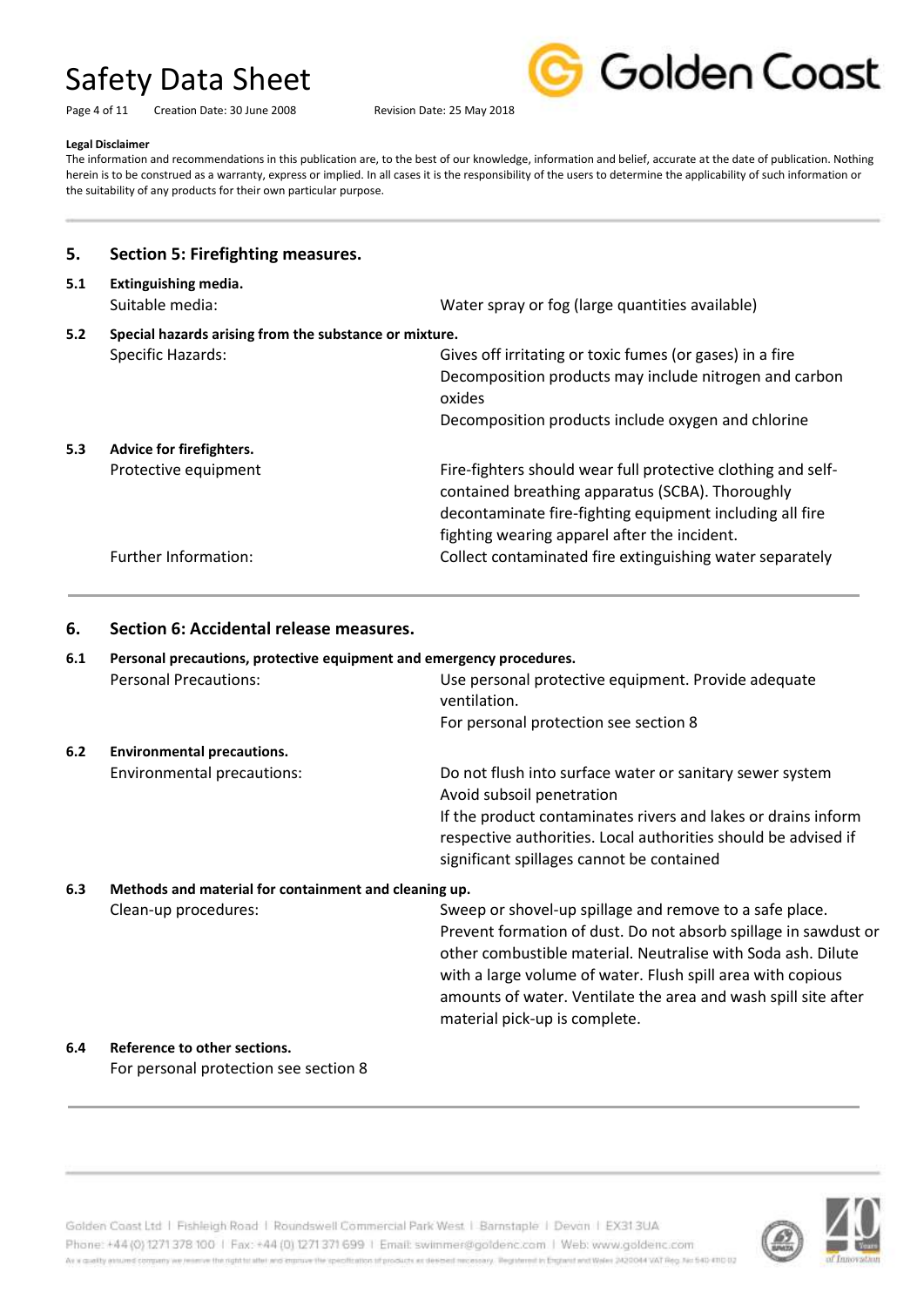**Legal Disclaimer**

The information and recommendations in this publication are, to the best of our knowledge, information and belief, accurate at the date of publication. Nothing herein is to be construed as a warranty, express or implied. In all cases it is the responsibility of the users to determine the applicability of such information or the suitability of any products for their own particular purpose.

## 5. Section 5: Firefighting measures.

### 5.1 Extinguishing media.

| | |
|---|---|
| Suitable media: | Water spray or fog (large quantities available) |

### 5.2 Special hazards arising from the substance or mixture.

| | |
|---|---|
| Specific Hazards: | Gives off irritating or toxic fumes (or gases) in a fire<br>Decomposition products may include nitrogen and carbon oxides<br>Decomposition products include oxygen and chlorine |

### 5.3 Advice for firefighters.

| | |
|---|---|
| Protective equipment | Fire-fighters should wear full protective clothing and self-contained breathing apparatus (SCBA). Thoroughly decontaminate fire-fighting equipment including all fire fighting wearing apparel after the incident. |
| Further Information: | Collect contaminated fire extinguishing water separately |

## 6. Section 6: Accidental release measures.

### 6.1 Personal precautions, protective equipment and emergency procedures.

| | |
|---|---|
| Personal Precautions: | Use personal protective equipment. Provide adequate ventilation.<br>For personal protection see section 8 |

### 6.2 Environmental precautions.

| | |
|---|---|
| Environmental precautions: | Do not flush into surface water or sanitary sewer system<br>Avoid subsoil penetration<br>If the product contaminates rivers and lakes or drains inform respective authorities. Local authorities should be advised if significant spillages cannot be contained |

### 6.3 Methods and material for containment and cleaning up.

| | |
|---|---|
| Clean-up procedures: | Sweep or shovel-up spillage and remove to a safe place. Prevent formation of dust. Do not absorb spillage in sawdust or other combustible material. Neutralise with Soda ash. Dilute with a large volume of water. Flush spill area with copious amounts of water. Ventilate the area and wash spill site after material pick-up is complete. |

### 6.4 Reference to other sections.

For personal protection see section 8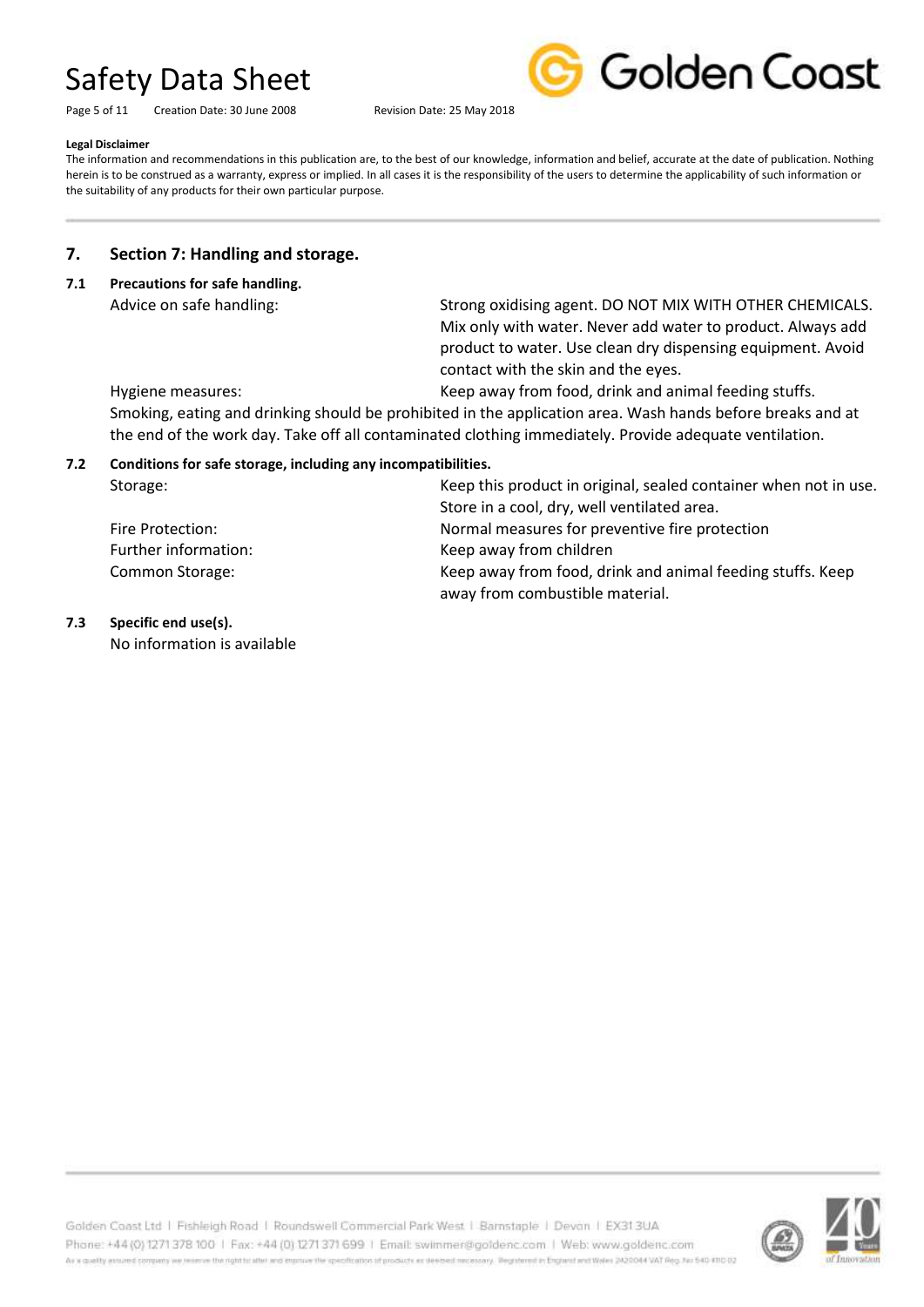**Legal Disclaimer**

The information and recommendations in this publication are, to the best of our knowledge, information and belief, accurate at the date of publication. Nothing herein is to be construed as a warranty, express or implied. In all cases it is the responsibility of the users to determine the applicability of such information or the suitability of any products for their own particular purpose.

## 7. Section 7: Handling and storage.

### 7.1 Precautions for safe handling.

Advice on safe handling: Strong oxidising agent. DO NOT MIX WITH OTHER CHEMICALS. Mix only with water. Never add water to product. Always add product to water. Use clean dry dispensing equipment. Avoid contact with the skin and the eyes.

Hygiene measures: Keep away from food, drink and animal feeding stuffs. Smoking, eating and drinking should be prohibited in the application area. Wash hands before breaks and at the end of the work day. Take off all contaminated clothing immediately. Provide adequate ventilation.

### 7.2 Conditions for safe storage, including any incompatibilities.

Storage: Keep this product in original, sealed container when not in use. Store in a cool, dry, well ventilated area.

Fire Protection: Normal measures for preventive fire protection

Further information: Keep away from children

Common Storage: Keep away from food, drink and animal feeding stuffs. Keep away from combustible material.

### 7.3 Specific end use(s).

No information is available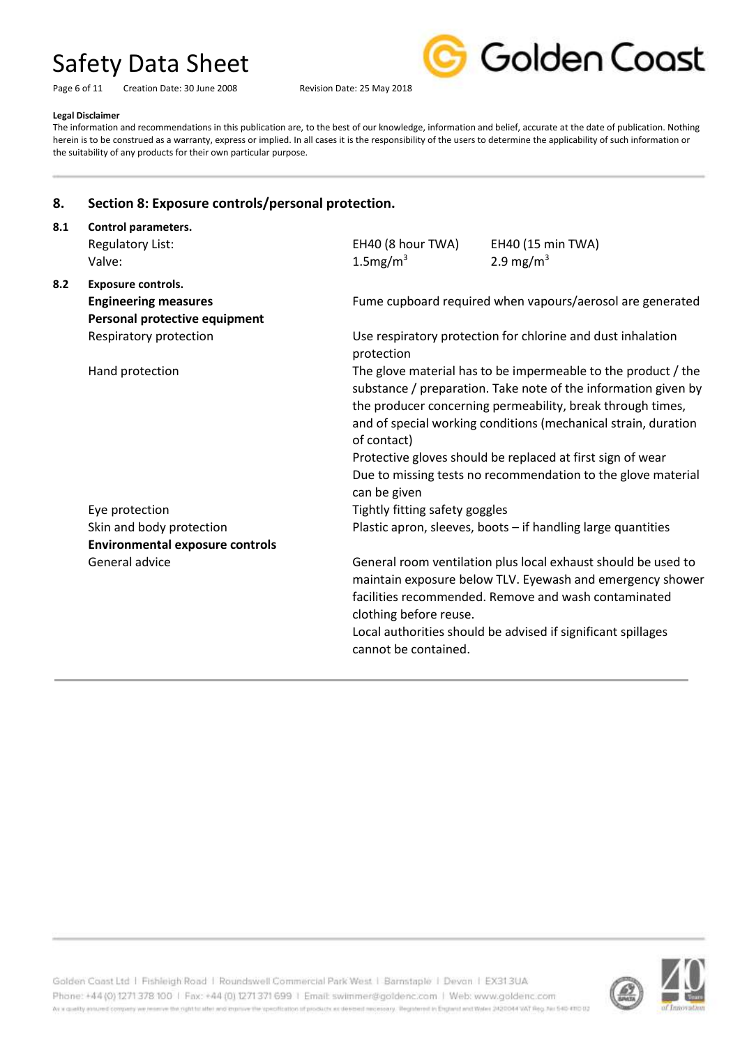**Legal Disclaimer**

The information and recommendations in this publication are, to the best of our knowledge, information and belief, accurate at the date of publication. Nothing herein is to be construed as a warranty, express or implied. In all cases it is the responsibility of the users to determine the applicability of such information or the suitability of any products for their own particular purpose.

## 8. Section 8: Exposure controls/personal protection.

### 8.1 Control parameters.

| Regulatory List: | EH40 (8 hour TWA) | EH40 (15 min TWA) |
|---|---|---|
| Valve: | 1.5mg/$m^3$ | 2.9 mg/$m^3$ |

### 8.2 Exposure controls.

**Engineering measures**

Fume cupboard required when vapours/aerosol are generated

**Personal protective equipment**

Respiratory protection: Use respiratory protection for chlorine and dust inhalation protection

Hand protection: The glove material has to be impermeable to the product / the substance / preparation. Take note of the information given by the producer concerning permeability, break through times, and of special working conditions (mechanical strain, duration of contact)
Protective gloves should be replaced at first sign of wear
Due to missing tests no recommendation to the glove material can be given

Eye protection: Tightly fitting safety goggles

Skin and body protection: Plastic apron, sleeves, boots – if handling large quantities

**Environmental exposure controls**

General advice: General room ventilation plus local exhaust should be used to maintain exposure below TLV. Eyewash and emergency shower facilities recommended. Remove and wash contaminated clothing before reuse.
Local authorities should be advised if significant spillages cannot be contained.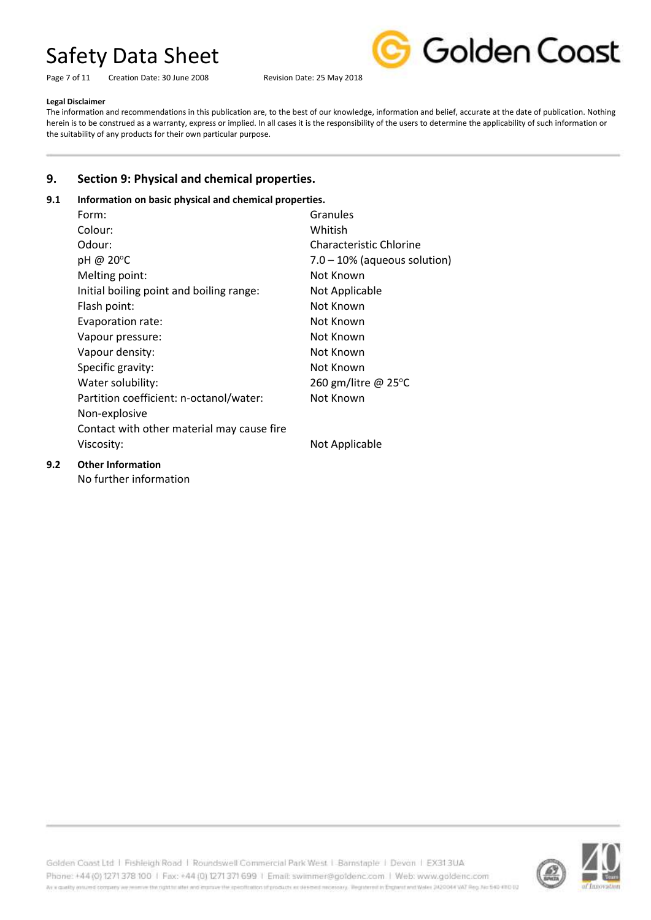**Legal Disclaimer**

The information and recommendations in this publication are, to the best of our knowledge, information and belief, accurate at the date of publication. Nothing herein is to be construed as a warranty, express or implied. In all cases it is the responsibility of the users to determine the applicability of such information or the suitability of any products for their own particular purpose.

## 9. Section 9: Physical and chemical properties.

### 9.1 Information on basic physical and chemical properties.

| | |
|---|---|
| Form: | Granules |
| Colour: | Whitish |
| Odour: | Characteristic Chlorine |
| pH @ 20°C | 7.0 – 10% (aqueous solution) |
| Melting point: | Not Known |
| Initial boiling point and boiling range: | Not Applicable |
| Flash point: | Not Known |
| Evaporation rate: | Not Known |
| Vapour pressure: | Not Known |
| Vapour density: | Not Known |
| Specific gravity: | Not Known |
| Water solubility: | 260 gm/litre @ 25°C |
| Partition coefficient: n-octanol/water: | Not Known |
| Non-explosive | |
| Contact with other material may cause fire | |
| Viscosity: | Not Applicable |

### 9.2 Other Information

No further information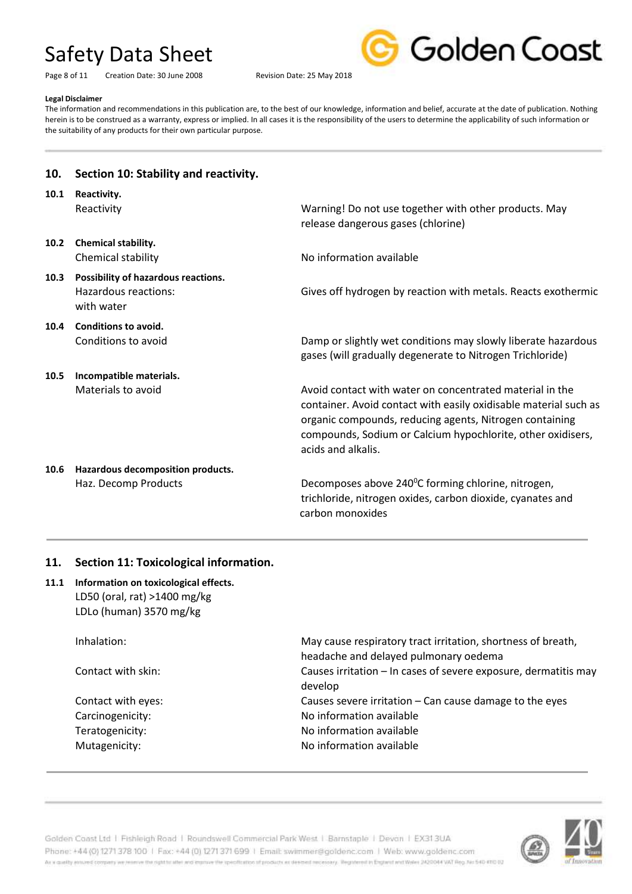**Legal Disclaimer**

The information and recommendations in this publication are, to the best of our knowledge, information and belief, accurate at the date of publication. Nothing herein is to be construed as a warranty, express or implied. In all cases it is the responsibility of the users to determine the applicability of such information or the suitability of any products for their own particular purpose.

## 10. Section 10: Stability and reactivity.

**10.1 Reactivity.**

| | |
|---|---|
| Reactivity | Warning! Do not use together with other products. May release dangerous gases (chlorine) |

**10.2 Chemical stability.**

| | |
|---|---|
| Chemical stability | No information available |

**10.3 Possibility of hazardous reactions.**

| | |
|---|---|
| Hazardous reactions: with water | Gives off hydrogen by reaction with metals. Reacts exothermic |

**10.4 Conditions to avoid.**

| | |
|---|---|
| Conditions to avoid | Damp or slightly wet conditions may slowly liberate hazardous gases (will gradually degenerate to Nitrogen Trichloride) |

**10.5 Incompatible materials.**

| | |
|---|---|
| Materials to avoid | Avoid contact with water on concentrated material in the container. Avoid contact with easily oxidisable material such as organic compounds, reducing agents, Nitrogen containing compounds, Sodium or Calcium hypochlorite, other oxidisers, acids and alkalis. |

**10.6 Hazardous decomposition products.**

| | |
|---|---|
| Haz. Decomp Products | Decomposes above 240$^0$C forming chlorine, nitrogen, trichloride, nitrogen oxides, carbon dioxide, cyanates and carbon monoxides |

## 11. Section 11: Toxicological information.

**11.1 Information on toxicological effects.**

LD50 (oral, rat) >1400 mg/kg
LDLo (human) 3570 mg/kg

| | |
|---|---|
| Inhalation: | May cause respiratory tract irritation, shortness of breath, headache and delayed pulmonary oedema |
| Contact with skin: | Causes irritation – In cases of severe exposure, dermatitis may develop |
| Contact with eyes: | Causes severe irritation – Can cause damage to the eyes |
| Carcinogenicity: | No information available |
| Teratogenicity: | No information available |
| Mutagenicity: | No information available |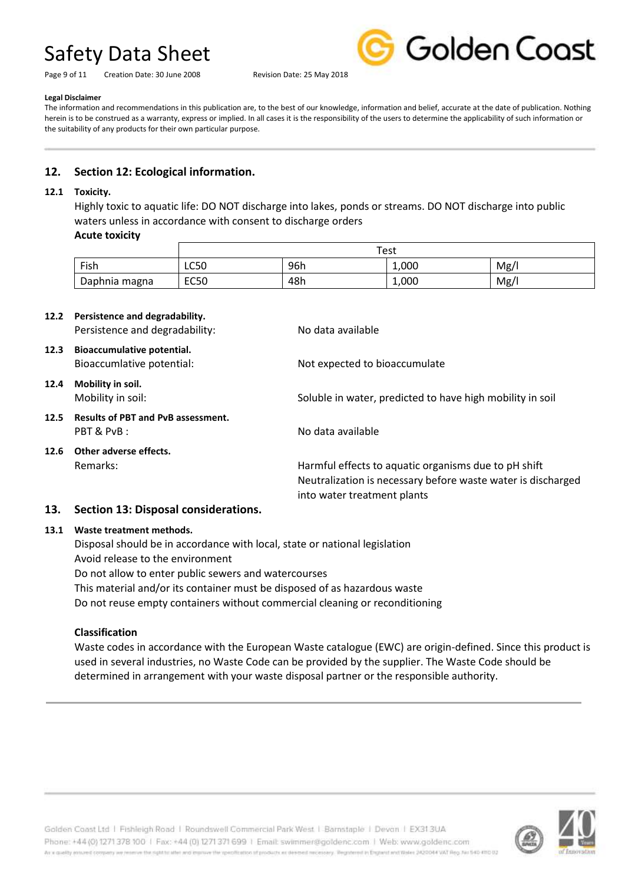**Legal Disclaimer**

The information and recommendations in this publication are, to the best of our knowledge, information and belief, accurate at the date of publication. Nothing herein is to be construed as a warranty, express or implied. In all cases it is the responsibility of the users to determine the applicability of such information or the suitability of any products for their own particular purpose.

## 12. Section 12: Ecological information.

### 12.1 Toxicity.

Highly toxic to aquatic life: DO NOT discharge into lakes, ponds or streams. DO NOT discharge into public waters unless in accordance with consent to discharge orders

**Acute toxicity**

| | Test | | | |
|---|---|---|---|---|
| Fish | LC50 | 96h | 1,000 | Mg/l |
| Daphnia magna | EC50 | 48h | 1,000 | Mg/l |

### 12.2 Persistence and degradability.

Persistence and degradability: No data available

### 12.3 Bioaccumulative potential.

Bioaccumlative potential: Not expected to bioaccumulate

### 12.4 Mobility in soil.

Mobility in soil: Soluble in water, predicted to have high mobility in soil

### 12.5 Results of PBT and PvB assessment.

PBT & PvB : No data available

### 12.6 Other adverse effects.

Remarks: Harmful effects to aquatic organisms due to pH shift
Neutralization is necessary before waste water is discharged into water treatment plants

## 13. Section 13: Disposal considerations.

### 13.1 Waste treatment methods.

Disposal should be in accordance with local, state or national legislation
Avoid release to the environment
Do not allow to enter public sewers and watercourses
This material and/or its container must be disposed of as hazardous waste
Do not reuse empty containers without commercial cleaning or reconditioning

**Classification**

Waste codes in accordance with the European Waste catalogue (EWC) are origin-defined. Since this product is used in several industries, no Waste Code can be provided by the supplier. The Waste Code should be determined in arrangement with your waste disposal partner or the responsible authority.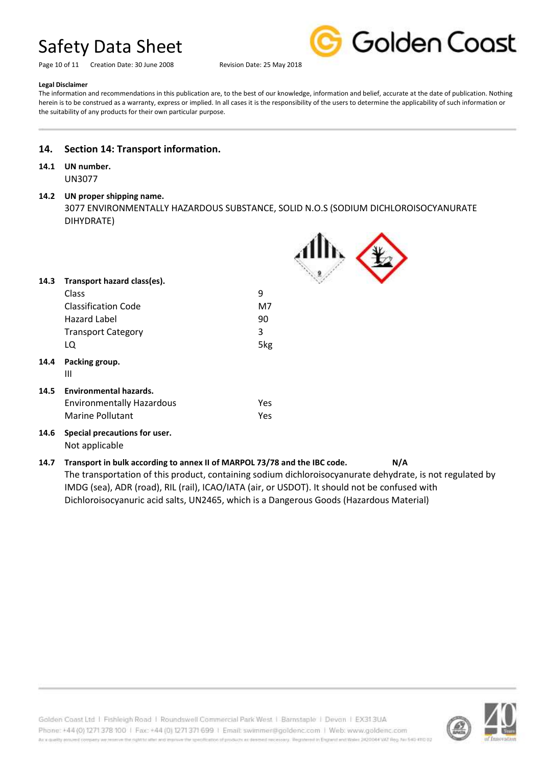**Legal Disclaimer**

The information and recommendations in this publication are, to the best of our knowledge, information and belief, accurate at the date of publication. Nothing herein is to be construed as a warranty, express or implied. In all cases it is the responsibility of the users to determine the applicability of such information or the suitability of any products for their own particular purpose.

## 14. Section 14: Transport information.

### 14.1 UN number.

UN3077

### 14.2 UN proper shipping name.

3077 ENVIRONMENTALLY HAZARDOUS SUBSTANCE, SOLID N.O.S (SODIUM DICHLOROISOCYANURATE DIHYDRATE)

### 14.3 Transport hazard class(es).

| | |
|---|---|
| Class | 9 |
| Classification Code | M7 |
| Hazard Label | 90 |
| Transport Category | 3 |
| LQ | 5kg |

### 14.4 Packing group.

III

### 14.5 Environmental hazards.

| | |
|---|---|
| Environmentally Hazardous | Yes |
| Marine Pollutant | Yes |

### 14.6 Special precautions for user.

Not applicable

### 14.7 Transport in bulk according to annex II of MARPOL 73/78 and the IBC code. N/A

The transportation of this product, containing sodium dichloroisocyanurate dehydrate, is not regulated by IMDG (sea), ADR (road), RIL (rail), ICAO/IATA (air, or USDOT). It should not be confused with Dichloroisocyanuric acid salts, UN2465, which is a Dangerous Goods (Hazardous Material)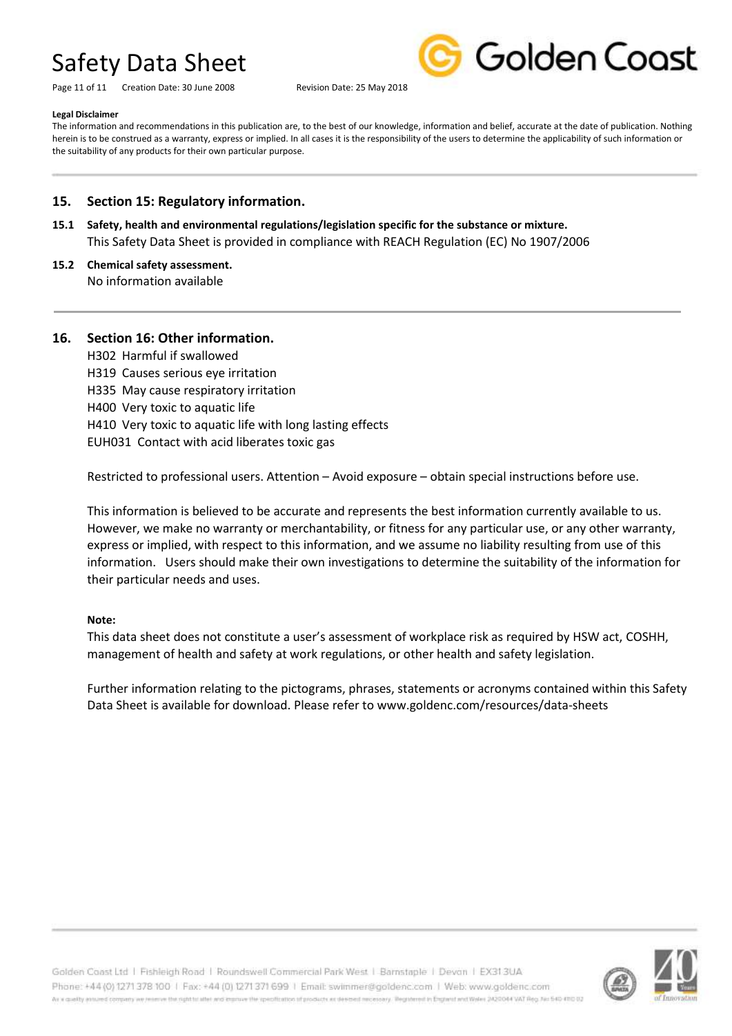**Legal Disclaimer**

The information and recommendations in this publication are, to the best of our knowledge, information and belief, accurate at the date of publication. Nothing herein is to be construed as a warranty, express or implied. In all cases it is the responsibility of the users to determine the applicability of such information or the suitability of any products for their own particular purpose.

## 15. Section 15: Regulatory information.

**15.1 Safety, health and environmental regulations/legislation specific for the substance or mixture.**

This Safety Data Sheet is provided in compliance with REACH Regulation (EC) No 1907/2006

**15.2 Chemical safety assessment.**

No information available

## 16. Section 16: Other information.

H302 Harmful if swallowed
H319 Causes serious eye irritation
H335 May cause respiratory irritation
H400 Very toxic to aquatic life
H410 Very toxic to aquatic life with long lasting effects
EUH031 Contact with acid liberates toxic gas

Restricted to professional users. Attention – Avoid exposure – obtain special instructions before use.

This information is believed to be accurate and represents the best information currently available to us. However, we make no warranty or merchantability, or fitness for any particular use, or any other warranty, express or implied, with respect to this information, and we assume no liability resulting from use of this information. Users should make their own investigations to determine the suitability of the information for their particular needs and uses.

**Note:**

This data sheet does not constitute a user's assessment of workplace risk as required by HSW act, COSHH, management of health and safety at work regulations, or other health and safety legislation.

Further information relating to the pictograms, phrases, statements or acronyms contained within this Safety Data Sheet is available for download. Please refer to www.goldenc.com/resources/data-sheets